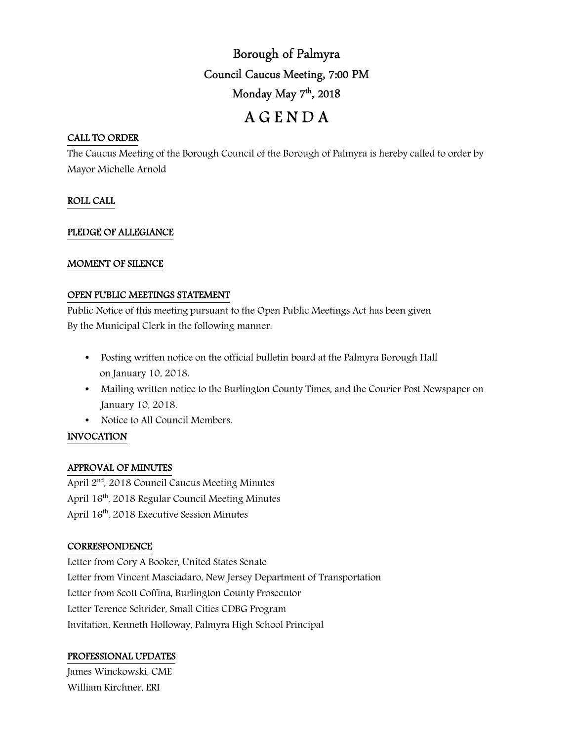# Borough of Palmyra

## Council Caucus Meeting, 7:00 PM

## Monday May 7th, 2018

# A G E N D A

**CALL TO ORDER**

The Caucus Meeting of the Borough Council of the Borough of Palmyra is hereby called to order by Mayor Michelle Arnold

**ROLL CALL**

**PLEDGE OF ALLEGIANCE**

**MOMENT OF SILENCE**

**OPEN PUBLIC MEETINGS STATEMENT**

Public Notice of this meeting pursuant to the Open Public Meetings Act has been given By the Municipal Clerk in the following manner:

- Posting written notice on the official bulletin board at the Palmyra Borough Hall on January 10, 2018.
- Mailing written notice to the Burlington County Times, and the Courier Post Newspaper on January 10, 2018.
- Notice to All Council Members.

**INVOCATION**

**APPROVAL OF MINUTES**

April 2nd, 2018 Council Caucus Meeting Minutes

April 16th, 2018 Regular Council Meeting Minutes

April 16th, 2018 Executive Session Minutes

**CORRESPONDENCE**

Letter from Cory A Booker, United States Senate

Letter from Vincent Masciadaro, New Jersey Department of Transportation

Letter from Scott Coffina, Burlington County Prosecutor

Letter Terence Schrider, Small Cities CDBG Program

Invitation, Kenneth Holloway, Palmyra High School Principal

**PROFESSIONAL UPDATES**

James Winckowski, CME

William Kirchner, ERI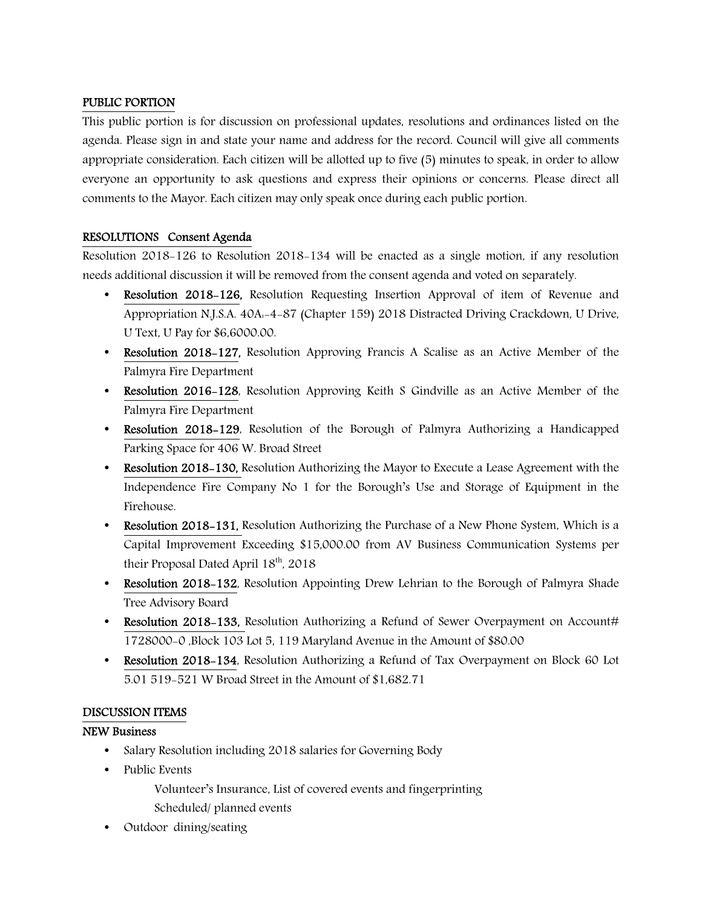## PUBLIC PORTION

This public portion is for discussion on professional updates, resolutions and ordinances listed on the agenda. Please sign in and state your name and address for the record. Council will give all comments appropriate consideration. Each citizen will be allotted up to five (5) minutes to speak, in order to allow everyone an opportunity to ask questions and express their opinions or concerns. Please direct all comments to the Mayor. Each citizen may only speak once during each public portion.

## RESOLUTIONS Consent Agenda

Resolution 2018-126 to Resolution 2018-134 will be enacted as a single motion, if any resolution needs additional discussion it will be removed from the consent agenda and voted on separately.

- **Resolution 2018-126,** Resolution Requesting Insertion Approval of item of Revenue and Appropriation N.J.S.A. 40A:-4-87 (Chapter 159) 2018 Distracted Driving Crackdown, U Drive, U Text, U Pay for $6,6000.00.
- **Resolution 2018-127,** Resolution Approving Francis A Scalise as an Active Member of the Palmyra Fire Department
- **Resolution 2016-128**, Resolution Approving Keith S Gindville as an Active Member of the Palmyra Fire Department
- **Resolution 2018-129**, Resolution of the Borough of Palmyra Authorizing a Handicapped Parking Space for 406 W. Broad Street
- **Resolution 2018-130,** Resolution Authorizing the Mayor to Execute a Lease Agreement with the Independence Fire Company No 1 for the Borough's Use and Storage of Equipment in the Firehouse.
- **Resolution 2018-131,** Resolution Authorizing the Purchase of a New Phone System, Which is a Capital Improvement Exceeding $15,000.00 from AV Business Communication Systems per their Proposal Dated April 18th, 2018
- **Resolution 2018-132**, Resolution Appointing Drew Lehrian to the Borough of Palmyra Shade Tree Advisory Board
- **Resolution 2018-133,** Resolution Authorizing a Refund of Sewer Overpayment on Account# 1728000-0 ,Block 103 Lot 5, 119 Maryland Avenue in the Amount of $80.00
- **Resolution 2018-134**, Resolution Authorizing a Refund of Tax Overpayment on Block 60 Lot 5.01 519-521 W Broad Street in the Amount of $1,682.71

## DISCUSSION ITEMS

### NEW Business

- Salary Resolution including 2018 salaries for Governing Body
- Public Events
  - Volunteer's Insurance, List of covered events and fingerprinting
  - Scheduled/ planned events
- Outdoor dining/seating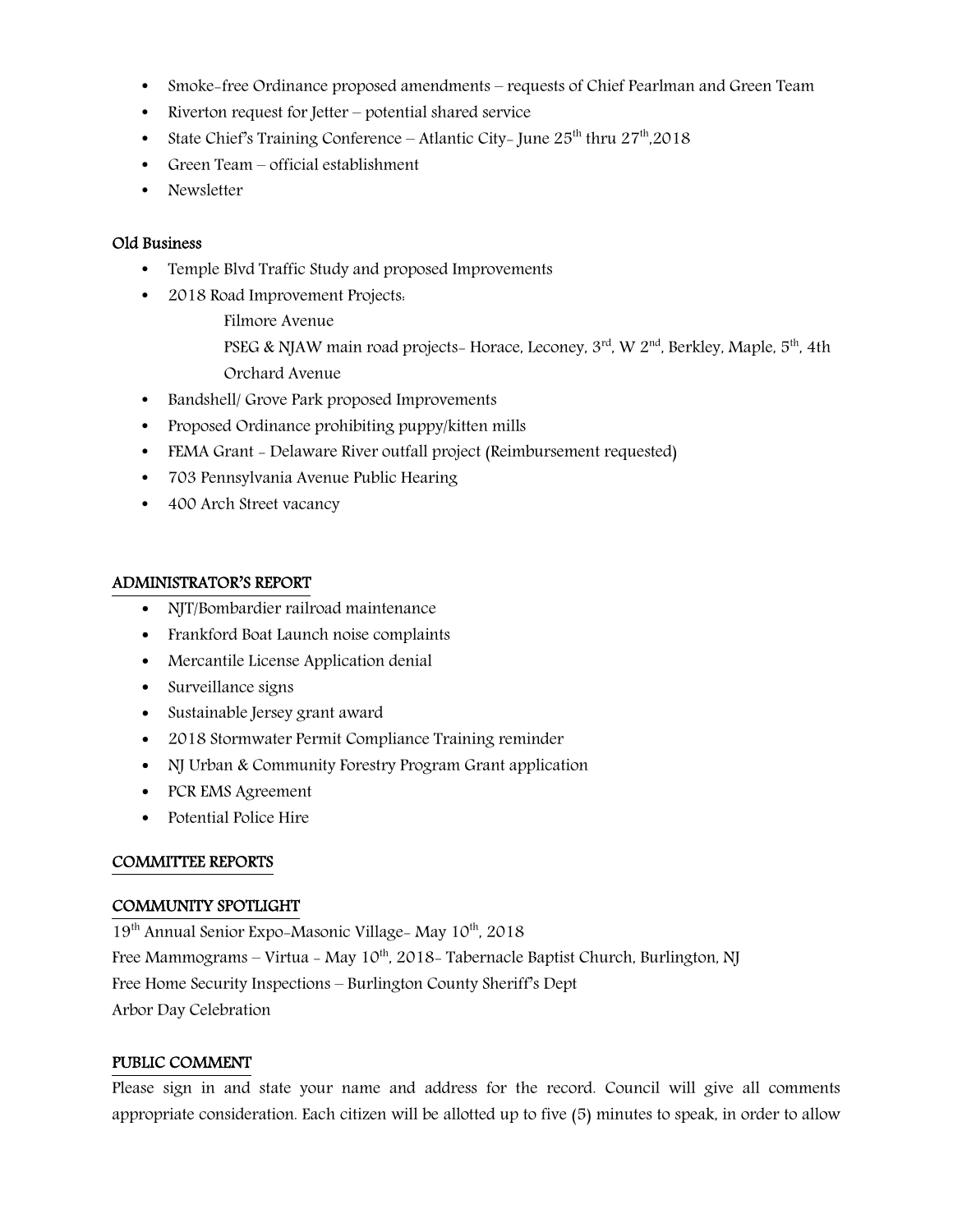- Smoke-free Ordinance proposed amendments – requests of Chief Pearlman and Green Team
- Riverton request for Jetter – potential shared service
- State Chief's Training Conference – Atlantic City- June 25th thru 27th,2018
- Green Team – official establishment
- Newsletter

### Old Business

- Temple Blvd Traffic Study and proposed Improvements
- 2018 Road Improvement Projects:
  - Filmore Avenue
  - PSEG & NJAW main road projects- Horace, Leconey, 3rd, W 2nd, Berkley, Maple, 5th, 4th
  - Orchard Avenue
- Bandshell/ Grove Park proposed Improvements
- Proposed Ordinance prohibiting puppy/kitten mills
- FEMA Grant - Delaware River outfall project (Reimbursement requested)
- 703 Pennsylvania Avenue Public Hearing
- 400 Arch Street vacancy

## ADMINISTRATOR'S REPORT

- NJT/Bombardier railroad maintenance
- Frankford Boat Launch noise complaints
- Mercantile License Application denial
- Surveillance signs
- Sustainable Jersey grant award
- 2018 Stormwater Permit Compliance Training reminder
- NJ Urban & Community Forestry Program Grant application
- PCR EMS Agreement
- Potential Police Hire

## COMMITTEE REPORTS

## COMMUNITY SPOTLIGHT

19th Annual Senior Expo-Masonic Village- May 10th, 2018
Free Mammograms – Virtua - May 10th, 2018- Tabernacle Baptist Church, Burlington, NJ
Free Home Security Inspections – Burlington County Sheriff's Dept
Arbor Day Celebration

## PUBLIC COMMENT

Please sign in and state your name and address for the record. Council will give all comments appropriate consideration. Each citizen will be allotted up to five (5) minutes to speak, in order to allow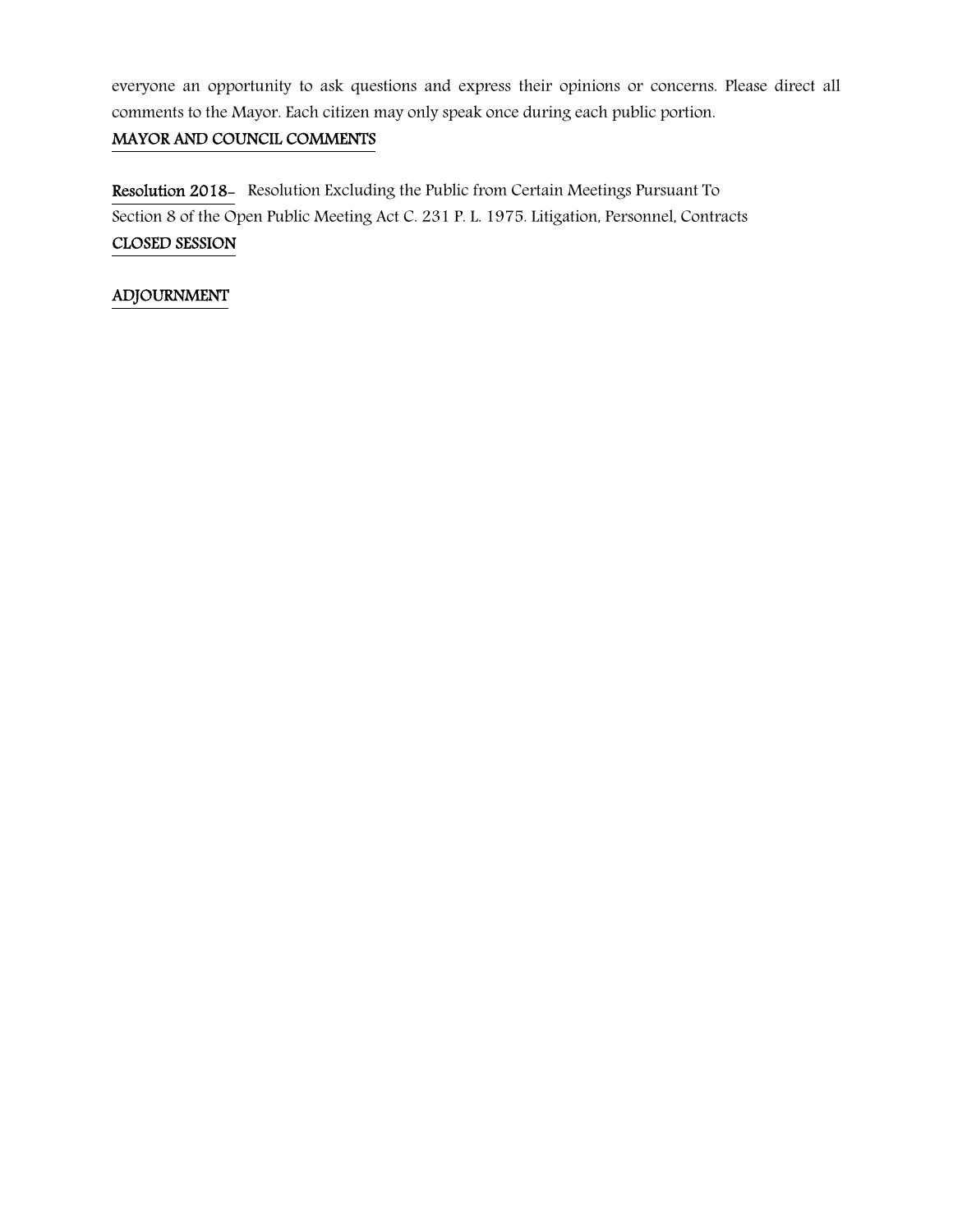everyone an opportunity to ask questions and express their opinions or concerns. Please direct all comments to the Mayor. Each citizen may only speak once during each public portion.

**MAYOR AND COUNCIL COMMENTS**

**Resolution 2018-** Resolution Excluding the Public from Certain Meetings Pursuant To Section 8 of the Open Public Meeting Act C. 231 P. L. 1975. Litigation, Personnel, Contracts

**CLOSED SESSION**

**ADJOURNMENT**